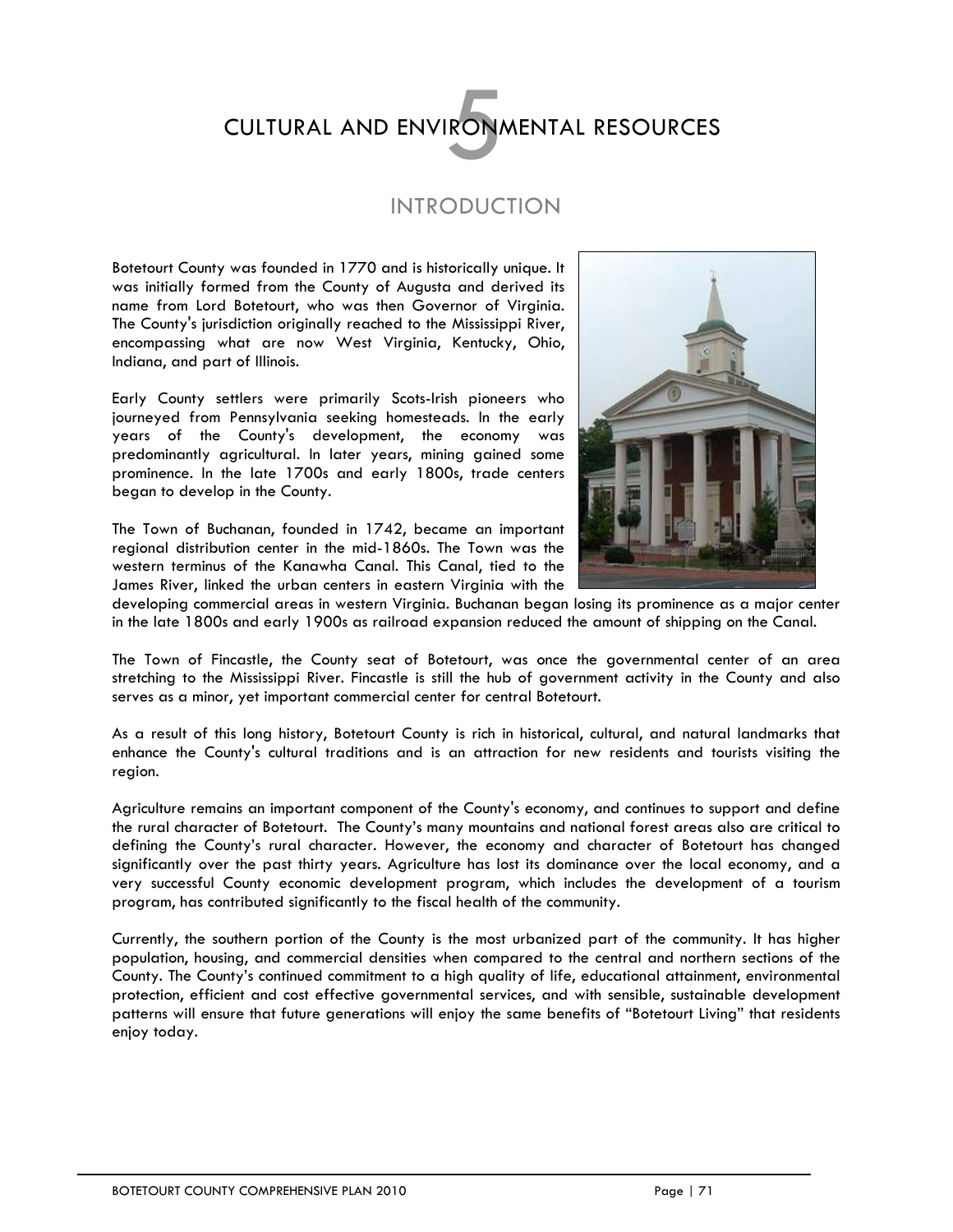# 5 CULTURAL AND ENVIRONMENTAL RESOURCES

## INTRODUCTION

Botetourt County was founded in 1770 and is historically unique. It was initially formed from the County of Augusta and derived its name from Lord Botetourt, who was then Governor of Virginia. The County's jurisdiction originally reached to the Mississippi River, encompassing what are now West Virginia, Kentucky, Ohio, Indiana, and part of Illinois.

Early County settlers were primarily Scots-Irish pioneers who journeyed from Pennsylvania seeking homesteads. In the early years of the County's development, the economy was predominantly agricultural. In later years, mining gained some prominence. In the late 1700s and early 1800s, trade centers began to develop in the County.

The Town of Buchanan, founded in 1742, became an important regional distribution center in the mid-1860s. The Town was the western terminus of the Kanawha Canal. This Canal, tied to the James River, linked the urban centers in eastern Virginia with the developing commercial areas in western Virginia. Buchanan began losing its prominence as a major center in the late 1800s and early 1900s as railroad expansion reduced the amount of shipping on the Canal.

The Town of Fincastle, the County seat of Botetourt, was once the governmental center of an area stretching to the Mississippi River. Fincastle is still the hub of government activity in the County and also serves as a minor, yet important commercial center for central Botetourt.

As a result of this long history, Botetourt County is rich in historical, cultural, and natural landmarks that enhance the County's cultural traditions and is an attraction for new residents and tourists visiting the region.

Agriculture remains an important component of the County's economy, and continues to support and define the rural character of Botetourt. The County's many mountains and national forest areas also are critical to defining the County's rural character. However, the economy and character of Botetourt has changed significantly over the past thirty years. Agriculture has lost its dominance over the local economy, and a very successful County economic development program, which includes the development of a tourism program, has contributed significantly to the fiscal health of the community.

Currently, the southern portion of the County is the most urbanized part of the community. It has higher population, housing, and commercial densities when compared to the central and northern sections of the County. The County's continued commitment to a high quality of life, educational attainment, environmental protection, efficient and cost effective governmental services, and with sensible, sustainable development patterns will ensure that future generations will enjoy the same benefits of "Botetourt Living" that residents enjoy today.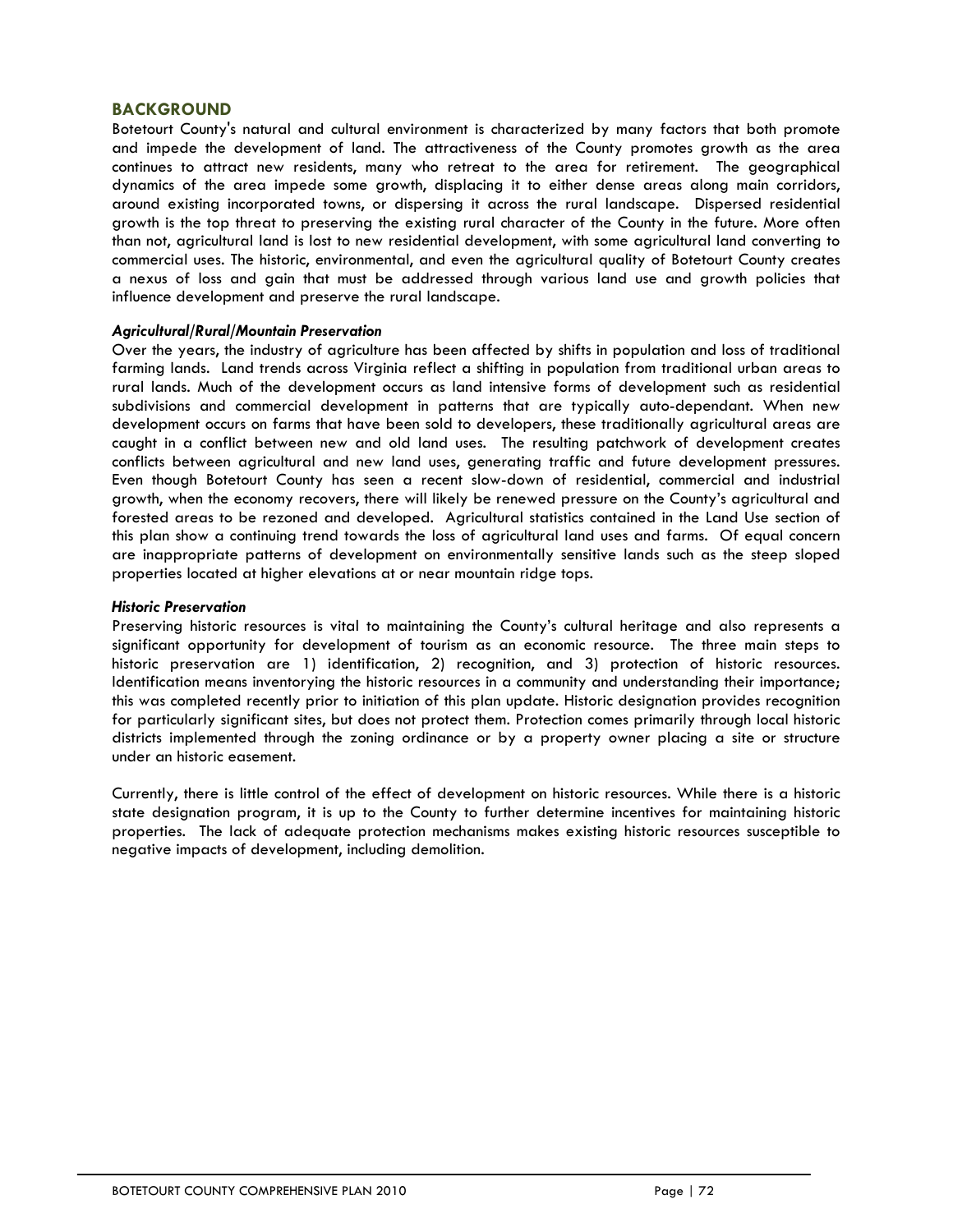## BACKGROUND

Botetourt County's natural and cultural environment is characterized by many factors that both promote and impede the development of land. The attractiveness of the County promotes growth as the area continues to attract new residents, many who retreat to the area for retirement. The geographical dynamics of the area impede some growth, displacing it to either dense areas along main corridors, around existing incorporated towns, or dispersing it across the rural landscape. Dispersed residential growth is the top threat to preserving the existing rural character of the County in the future. More often than not, agricultural land is lost to new residential development, with some agricultural land converting to commercial uses. The historic, environmental, and even the agricultural quality of Botetourt County creates a nexus of loss and gain that must be addressed through various land use and growth policies that influence development and preserve the rural landscape.

### *Agricultural/Rural/Mountain Preservation*

Over the years, the industry of agriculture has been affected by shifts in population and loss of traditional farming lands. Land trends across Virginia reflect a shifting in population from traditional urban areas to rural lands. Much of the development occurs as land intensive forms of development such as residential subdivisions and commercial development in patterns that are typically auto-dependant. When new development occurs on farms that have been sold to developers, these traditionally agricultural areas are caught in a conflict between new and old land uses. The resulting patchwork of development creates conflicts between agricultural and new land uses, generating traffic and future development pressures. Even though Botetourt County has seen a recent slow-down of residential, commercial and industrial growth, when the economy recovers, there will likely be renewed pressure on the County's agricultural and forested areas to be rezoned and developed. Agricultural statistics contained in the Land Use section of this plan show a continuing trend towards the loss of agricultural land uses and farms. Of equal concern are inappropriate patterns of development on environmentally sensitive lands such as the steep sloped properties located at higher elevations at or near mountain ridge tops.

### *Historic Preservation*

Preserving historic resources is vital to maintaining the County's cultural heritage and also represents a significant opportunity for development of tourism as an economic resource. The three main steps to historic preservation are 1) identification, 2) recognition, and 3) protection of historic resources. Identification means inventorying the historic resources in a community and understanding their importance; this was completed recently prior to initiation of this plan update. Historic designation provides recognition for particularly significant sites, but does not protect them. Protection comes primarily through local historic districts implemented through the zoning ordinance or by a property owner placing a site or structure under an historic easement.

Currently, there is little control of the effect of development on historic resources. While there is a historic state designation program, it is up to the County to further determine incentives for maintaining historic properties. The lack of adequate protection mechanisms makes existing historic resources susceptible to negative impacts of development, including demolition.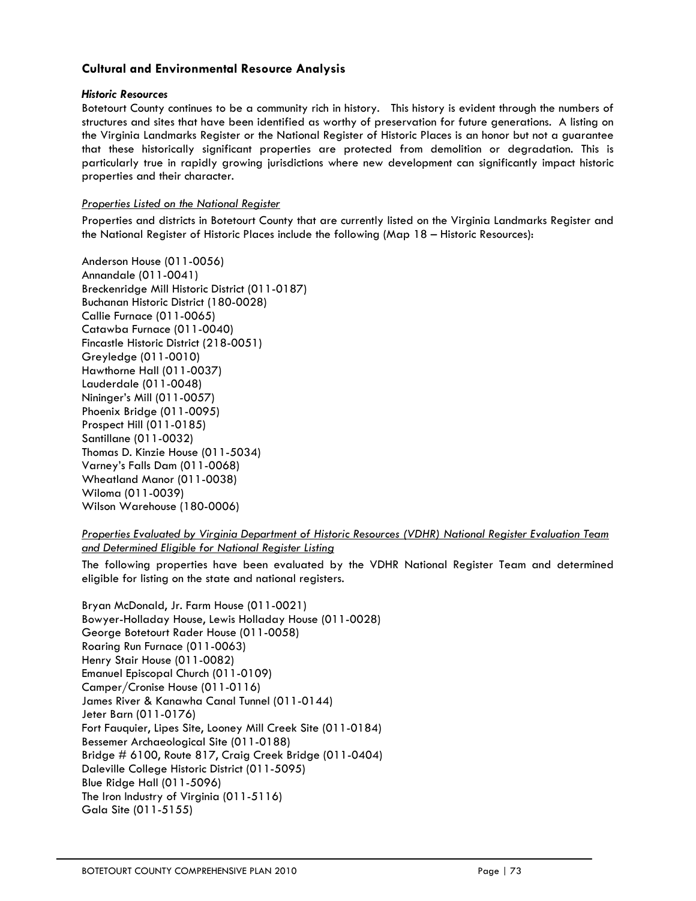## Cultural and Environmental Resource Analysis

### *Historic Resources*

Botetourt County continues to be a community rich in history. This history is evident through the numbers of structures and sites that have been identified as worthy of preservation for future generations. A listing on the Virginia Landmarks Register or the National Register of Historic Places is an honor but not a guarantee that these historically significant properties are protected from demolition or degradation. This is particularly true in rapidly growing jurisdictions where new development can significantly impact historic properties and their character.

*Properties Listed on the National Register*

Properties and districts in Botetourt County that are currently listed on the Virginia Landmarks Register and the National Register of Historic Places include the following (Map 18 – Historic Resources):

Anderson House (011-0056)
Annandale (011-0041)
Breckenridge Mill Historic District (011-0187)
Buchanan Historic District (180-0028)
Callie Furnace (011-0065)
Catawba Furnace (011-0040)
Fincastle Historic District (218-0051)
Greyledge (011-0010)
Hawthorne Hall (011-0037)
Lauderdale (011-0048)
Nininger's Mill (011-0057)
Phoenix Bridge (011-0095)
Prospect Hill (011-0185)
Santillane (011-0032)
Thomas D. Kinzie House (011-5034)
Varney's Falls Dam (011-0068)
Wheatland Manor (011-0038)
Wiloma (011-0039)
Wilson Warehouse (180-0006)

*Properties Evaluated by Virginia Department of Historic Resources (VDHR) National Register Evaluation Team and Determined Eligible for National Register Listing*

The following properties have been evaluated by the VDHR National Register Team and determined eligible for listing on the state and national registers.

Bryan McDonald, Jr. Farm House (011-0021)
Bowyer-Holladay House, Lewis Holladay House (011-0028)
George Botetourt Rader House (011-0058)
Roaring Run Furnace (011-0063)
Henry Stair House (011-0082)
Emanuel Episcopal Church (011-0109)
Camper/Cronise House (011-0116)
James River & Kanawha Canal Tunnel (011-0144)
Jeter Barn (011-0176)
Fort Fauquier, Lipes Site, Looney Mill Creek Site (011-0184)
Bessemer Archaeological Site (011-0188)
Bridge # 6100, Route 817, Craig Creek Bridge (011-0404)
Daleville College Historic District (011-5095)
Blue Ridge Hall (011-5096)
The Iron Industry of Virginia (011-5116)
Gala Site (011-5155)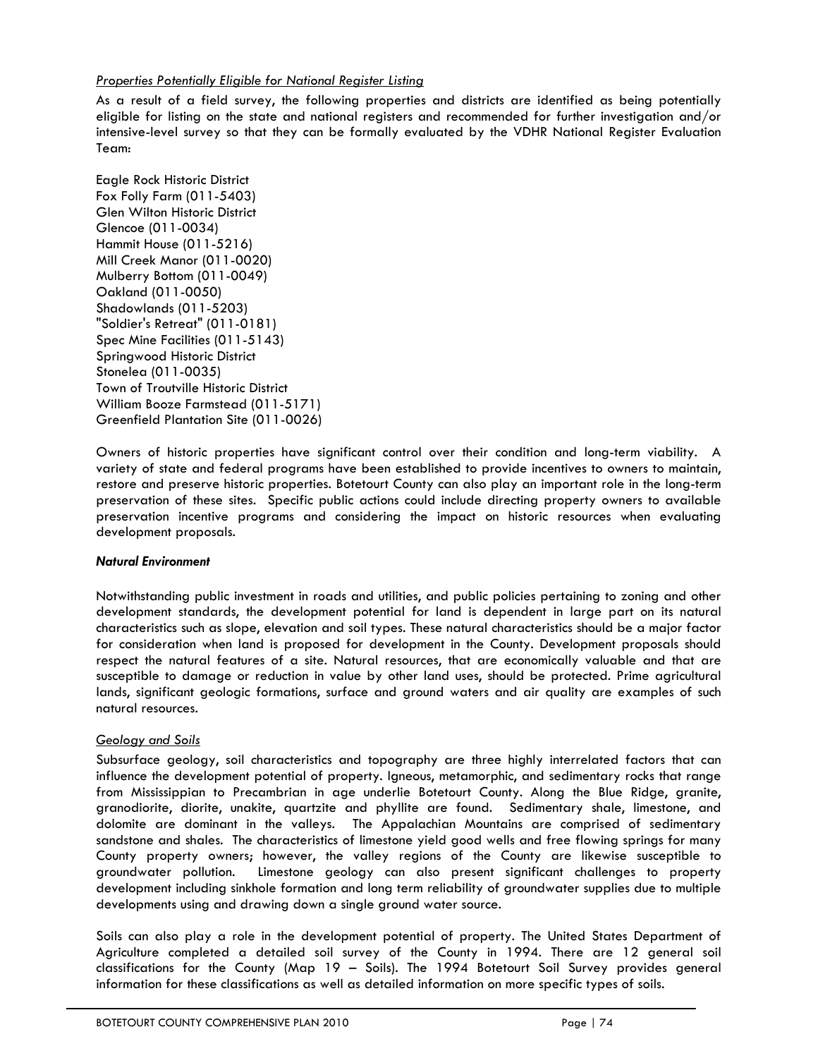*Properties Potentially Eligible for National Register Listing*

As a result of a field survey, the following properties and districts are identified as being potentially eligible for listing on the state and national registers and recommended for further investigation and/or intensive-level survey so that they can be formally evaluated by the VDHR National Register Evaluation Team:

Eagle Rock Historic District
Fox Folly Farm (011-5403)
Glen Wilton Historic District
Glencoe (011-0034)
Hammit House (011-5216)
Mill Creek Manor (011-0020)
Mulberry Bottom (011-0049)
Oakland (011-0050)
Shadowlands (011-5203)
"Soldier's Retreat" (011-0181)
Spec Mine Facilities (011-5143)
Springwood Historic District
Stonelea (011-0035)
Town of Troutville Historic District
William Booze Farmstead (011-5171)
Greenfield Plantation Site (011-0026)

Owners of historic properties have significant control over their condition and long-term viability. A variety of state and federal programs have been established to provide incentives to owners to maintain, restore and preserve historic properties. Botetourt County can also play an important role in the long-term preservation of these sites. Specific public actions could include directing property owners to available preservation incentive programs and considering the impact on historic resources when evaluating development proposals.

***Natural Environment***

Notwithstanding public investment in roads and utilities, and public policies pertaining to zoning and other development standards, the development potential for land is dependent in large part on its natural characteristics such as slope, elevation and soil types. These natural characteristics should be a major factor for consideration when land is proposed for development in the County. Development proposals should respect the natural features of a site. Natural resources, that are economically valuable and that are susceptible to damage or reduction in value by other land uses, should be protected. Prime agricultural lands, significant geologic formations, surface and ground waters and air quality are examples of such natural resources.

*Geology and Soils*

Subsurface geology, soil characteristics and topography are three highly interrelated factors that can influence the development potential of property. Igneous, metamorphic, and sedimentary rocks that range from Mississippian to Precambrian in age underlie Botetourt County. Along the Blue Ridge, granite, granodiorite, diorite, unakite, quartzite and phyllite are found. Sedimentary shale, limestone, and dolomite are dominant in the valleys. The Appalachian Mountains are comprised of sedimentary sandstone and shales. The characteristics of limestone yield good wells and free flowing springs for many County property owners; however, the valley regions of the County are likewise susceptible to groundwater pollution. Limestone geology can also present significant challenges to property development including sinkhole formation and long term reliability of groundwater supplies due to multiple developments using and drawing down a single ground water source.

Soils can also play a role in the development potential of property. The United States Department of Agriculture completed a detailed soil survey of the County in 1994. There are 12 general soil classifications for the County (Map 19 – Soils). The 1994 Botetourt Soil Survey provides general information for these classifications as well as detailed information on more specific types of soils.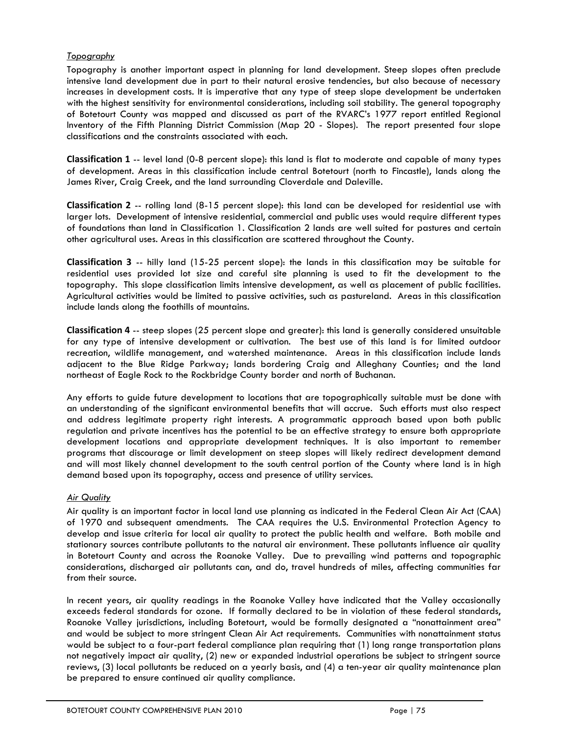*Topography*

Topography is another important aspect in planning for land development. Steep slopes often preclude intensive land development due in part to their natural erosive tendencies, but also because of necessary increases in development costs. It is imperative that any type of steep slope development be undertaken with the highest sensitivity for environmental considerations, including soil stability. The general topography of Botetourt County was mapped and discussed as part of the RVARC's 1977 report entitled Regional Inventory of the Fifth Planning District Commission (Map 20 - Slopes). The report presented four slope classifications and the constraints associated with each.

**Classification 1** -- level land (0-8 percent slope): this land is flat to moderate and capable of many types of development. Areas in this classification include central Botetourt (north to Fincastle), lands along the James River, Craig Creek, and the land surrounding Cloverdale and Daleville.

**Classification 2** -- rolling land (8-15 percent slope): this land can be developed for residential use with larger lots. Development of intensive residential, commercial and public uses would require different types of foundations than land in Classification 1. Classification 2 lands are well suited for pastures and certain other agricultural uses. Areas in this classification are scattered throughout the County.

**Classification 3** -- hilly land (15-25 percent slope): the lands in this classification may be suitable for residential uses provided lot size and careful site planning is used to fit the development to the topography. This slope classification limits intensive development, as well as placement of public facilities. Agricultural activities would be limited to passive activities, such as pastureland. Areas in this classification include lands along the foothills of mountains.

**Classification 4** -- steep slopes (25 percent slope and greater): this land is generally considered unsuitable for any type of intensive development or cultivation. The best use of this land is for limited outdoor recreation, wildlife management, and watershed maintenance. Areas in this classification include lands adjacent to the Blue Ridge Parkway; lands bordering Craig and Alleghany Counties; and the land northeast of Eagle Rock to the Rockbridge County border and north of Buchanan.

Any efforts to guide future development to locations that are topographically suitable must be done with an understanding of the significant environmental benefits that will accrue. Such efforts must also respect and address legitimate property right interests. A programmatic approach based upon both public regulation and private incentives has the potential to be an effective strategy to ensure both appropriate development locations and appropriate development techniques. It is also important to remember programs that discourage or limit development on steep slopes will likely redirect development demand and will most likely channel development to the south central portion of the County where land is in high demand based upon its topography, access and presence of utility services.

*Air Quality*

Air quality is an important factor in local land use planning as indicated in the Federal Clean Air Act (CAA) of 1970 and subsequent amendments. The CAA requires the U.S. Environmental Protection Agency to develop and issue criteria for local air quality to protect the public health and welfare. Both mobile and stationary sources contribute pollutants to the natural air environment. These pollutants influence air quality in Botetourt County and across the Roanoke Valley. Due to prevailing wind patterns and topographic considerations, discharged air pollutants can, and do, travel hundreds of miles, affecting communities far from their source.

In recent years, air quality readings in the Roanoke Valley have indicated that the Valley occasionally exceeds federal standards for ozone. If formally declared to be in violation of these federal standards, Roanoke Valley jurisdictions, including Botetourt, would be formally designated a "nonattainment area" and would be subject to more stringent Clean Air Act requirements. Communities with nonattainment status would be subject to a four-part federal compliance plan requiring that (1) long range transportation plans not negatively impact air quality, (2) new or expanded industrial operations be subject to stringent source reviews, (3) local pollutants be reduced on a yearly basis, and (4) a ten-year air quality maintenance plan be prepared to ensure continued air quality compliance.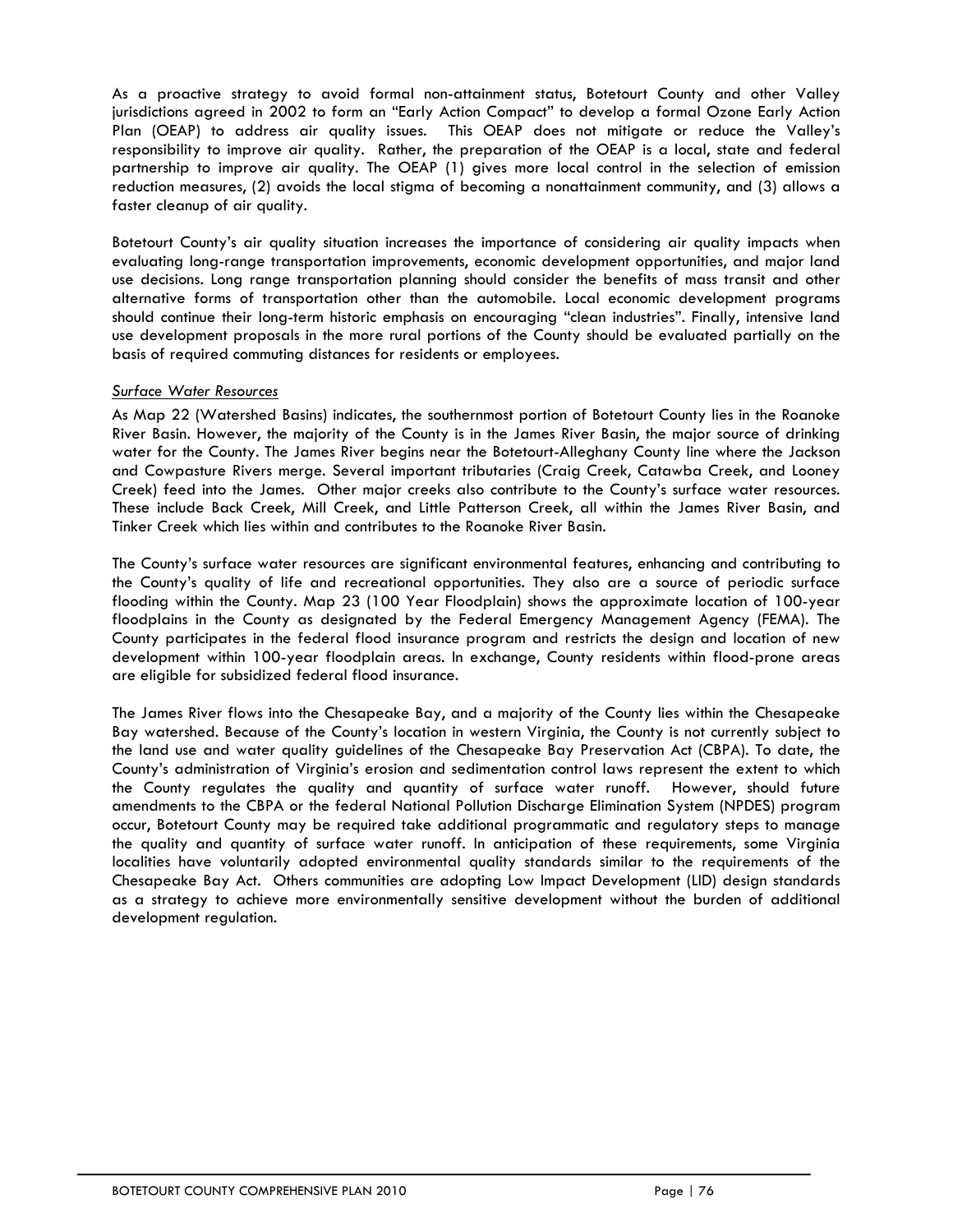As a proactive strategy to avoid formal non-attainment status, Botetourt County and other Valley jurisdictions agreed in 2002 to form an "Early Action Compact" to develop a formal Ozone Early Action Plan (OEAP) to address air quality issues. This OEAP does not mitigate or reduce the Valley's responsibility to improve air quality. Rather, the preparation of the OEAP is a local, state and federal partnership to improve air quality. The OEAP (1) gives more local control in the selection of emission reduction measures, (2) avoids the local stigma of becoming a nonattainment community, and (3) allows a faster cleanup of air quality.

Botetourt County's air quality situation increases the importance of considering air quality impacts when evaluating long-range transportation improvements, economic development opportunities, and major land use decisions. Long range transportation planning should consider the benefits of mass transit and other alternative forms of transportation other than the automobile. Local economic development programs should continue their long-term historic emphasis on encouraging "clean industries". Finally, intensive land use development proposals in the more rural portions of the County should be evaluated partially on the basis of required commuting distances for residents or employees.

*Surface Water Resources*

As Map 22 (Watershed Basins) indicates, the southernmost portion of Botetourt County lies in the Roanoke River Basin. However, the majority of the County is in the James River Basin, the major source of drinking water for the County. The James River begins near the Botetourt-Alleghany County line where the Jackson and Cowpasture Rivers merge. Several important tributaries (Craig Creek, Catawba Creek, and Looney Creek) feed into the James. Other major creeks also contribute to the County's surface water resources. These include Back Creek, Mill Creek, and Little Patterson Creek, all within the James River Basin, and Tinker Creek which lies within and contributes to the Roanoke River Basin.

The County's surface water resources are significant environmental features, enhancing and contributing to the County's quality of life and recreational opportunities. They also are a source of periodic surface flooding within the County. Map 23 (100 Year Floodplain) shows the approximate location of 100-year floodplains in the County as designated by the Federal Emergency Management Agency (FEMA). The County participates in the federal flood insurance program and restricts the design and location of new development within 100-year floodplain areas. In exchange, County residents within flood-prone areas are eligible for subsidized federal flood insurance.

The James River flows into the Chesapeake Bay, and a majority of the County lies within the Chesapeake Bay watershed. Because of the County's location in western Virginia, the County is not currently subject to the land use and water quality guidelines of the Chesapeake Bay Preservation Act (CBPA). To date, the County's administration of Virginia's erosion and sedimentation control laws represent the extent to which the County regulates the quality and quantity of surface water runoff. However, should future amendments to the CBPA or the federal National Pollution Discharge Elimination System (NPDES) program occur, Botetourt County may be required take additional programmatic and regulatory steps to manage the quality and quantity of surface water runoff. In anticipation of these requirements, some Virginia localities have voluntarily adopted environmental quality standards similar to the requirements of the Chesapeake Bay Act. Others communities are adopting Low Impact Development (LID) design standards as a strategy to achieve more environmentally sensitive development without the burden of additional development regulation.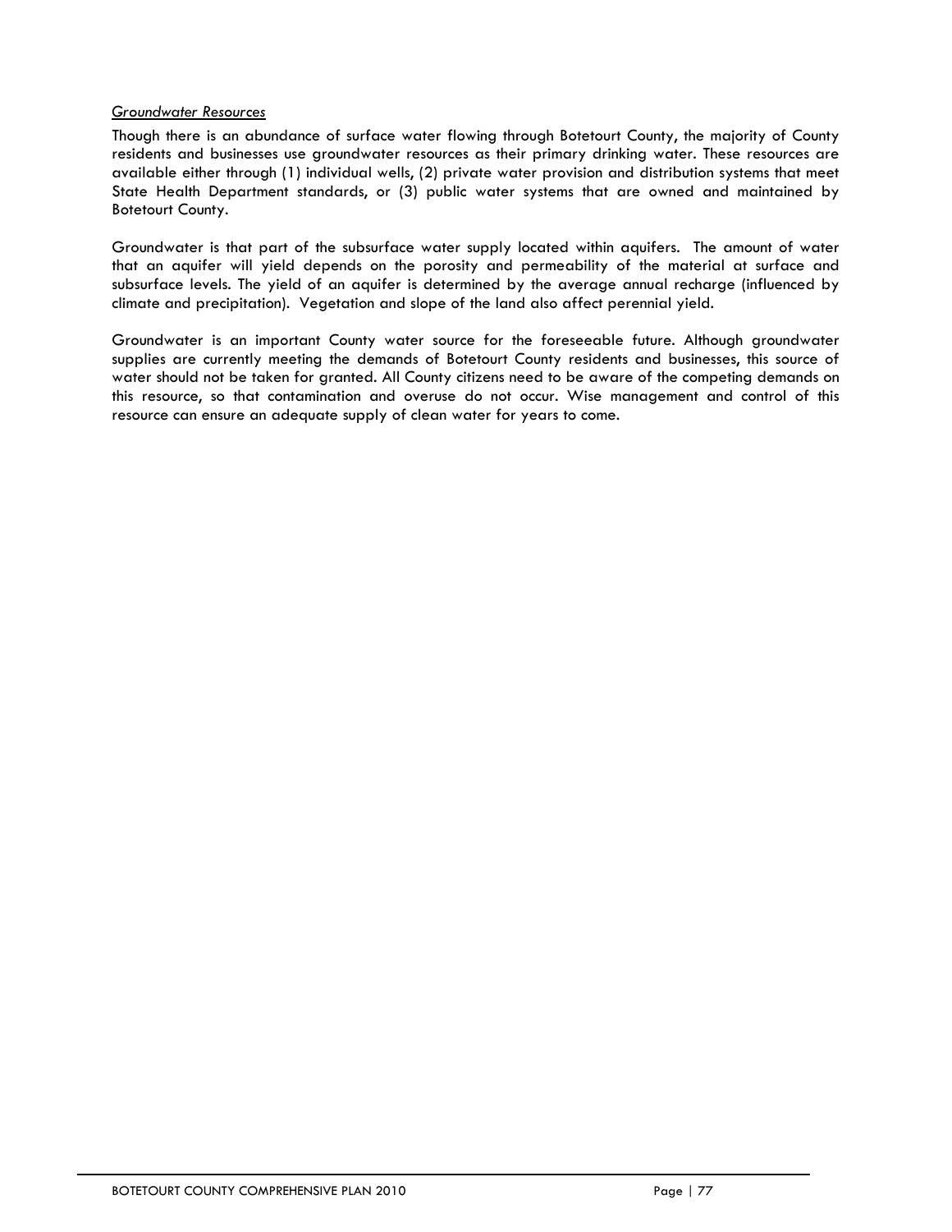*Groundwater Resources*

Though there is an abundance of surface water flowing through Botetourt County, the majority of County residents and businesses use groundwater resources as their primary drinking water. These resources are available either through (1) individual wells, (2) private water provision and distribution systems that meet State Health Department standards, or (3) public water systems that are owned and maintained by Botetourt County.

Groundwater is that part of the subsurface water supply located within aquifers. The amount of water that an aquifer will yield depends on the porosity and permeability of the material at surface and subsurface levels. The yield of an aquifer is determined by the average annual recharge (influenced by climate and precipitation). Vegetation and slope of the land also affect perennial yield.

Groundwater is an important County water source for the foreseeable future. Although groundwater supplies are currently meeting the demands of Botetourt County residents and businesses, this source of water should not be taken for granted. All County citizens need to be aware of the competing demands on this resource, so that contamination and overuse do not occur. Wise management and control of this resource can ensure an adequate supply of clean water for years to come.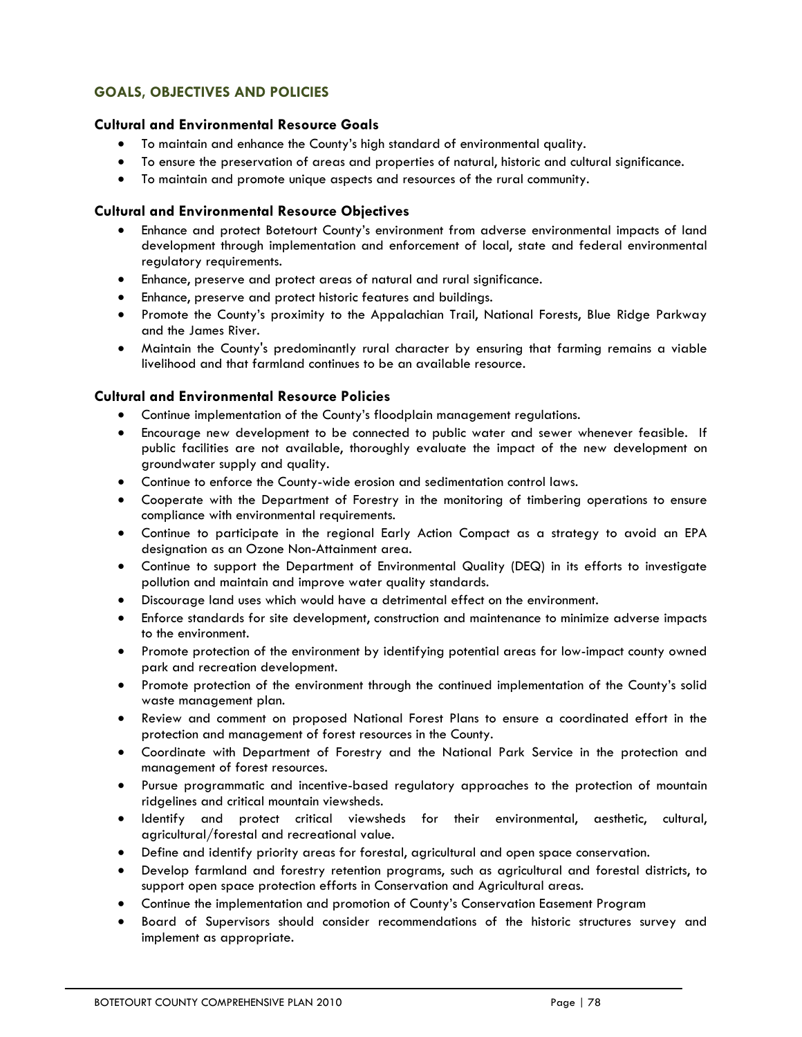## GOALS, OBJECTIVES AND POLICIES

### Cultural and Environmental Resource Goals

- To maintain and enhance the County's high standard of environmental quality.
- To ensure the preservation of areas and properties of natural, historic and cultural significance.
- To maintain and promote unique aspects and resources of the rural community.

### Cultural and Environmental Resource Objectives

- Enhance and protect Botetourt County's environment from adverse environmental impacts of land development through implementation and enforcement of local, state and federal environmental regulatory requirements.
- Enhance, preserve and protect areas of natural and rural significance.
- Enhance, preserve and protect historic features and buildings.
- Promote the County's proximity to the Appalachian Trail, National Forests, Blue Ridge Parkway and the James River.
- Maintain the County's predominantly rural character by ensuring that farming remains a viable livelihood and that farmland continues to be an available resource.

### Cultural and Environmental Resource Policies

- Continue implementation of the County's floodplain management regulations.
- Encourage new development to be connected to public water and sewer whenever feasible. If public facilities are not available, thoroughly evaluate the impact of the new development on groundwater supply and quality.
- Continue to enforce the County-wide erosion and sedimentation control laws.
- Cooperate with the Department of Forestry in the monitoring of timbering operations to ensure compliance with environmental requirements.
- Continue to participate in the regional Early Action Compact as a strategy to avoid an EPA designation as an Ozone Non-Attainment area.
- Continue to support the Department of Environmental Quality (DEQ) in its efforts to investigate pollution and maintain and improve water quality standards.
- Discourage land uses which would have a detrimental effect on the environment.
- Enforce standards for site development, construction and maintenance to minimize adverse impacts to the environment.
- Promote protection of the environment by identifying potential areas for low-impact county owned park and recreation development.
- Promote protection of the environment through the continued implementation of the County's solid waste management plan.
- Review and comment on proposed National Forest Plans to ensure a coordinated effort in the protection and management of forest resources in the County.
- Coordinate with Department of Forestry and the National Park Service in the protection and management of forest resources.
- Pursue programmatic and incentive-based regulatory approaches to the protection of mountain ridgelines and critical mountain viewsheds.
- Identify and protect critical viewsheds for their environmental, aesthetic, cultural, agricultural/forestal and recreational value.
- Define and identify priority areas for forestal, agricultural and open space conservation.
- Develop farmland and forestry retention programs, such as agricultural and forestal districts, to support open space protection efforts in Conservation and Agricultural areas.
- Continue the implementation and promotion of County's Conservation Easement Program
- Board of Supervisors should consider recommendations of the historic structures survey and implement as appropriate.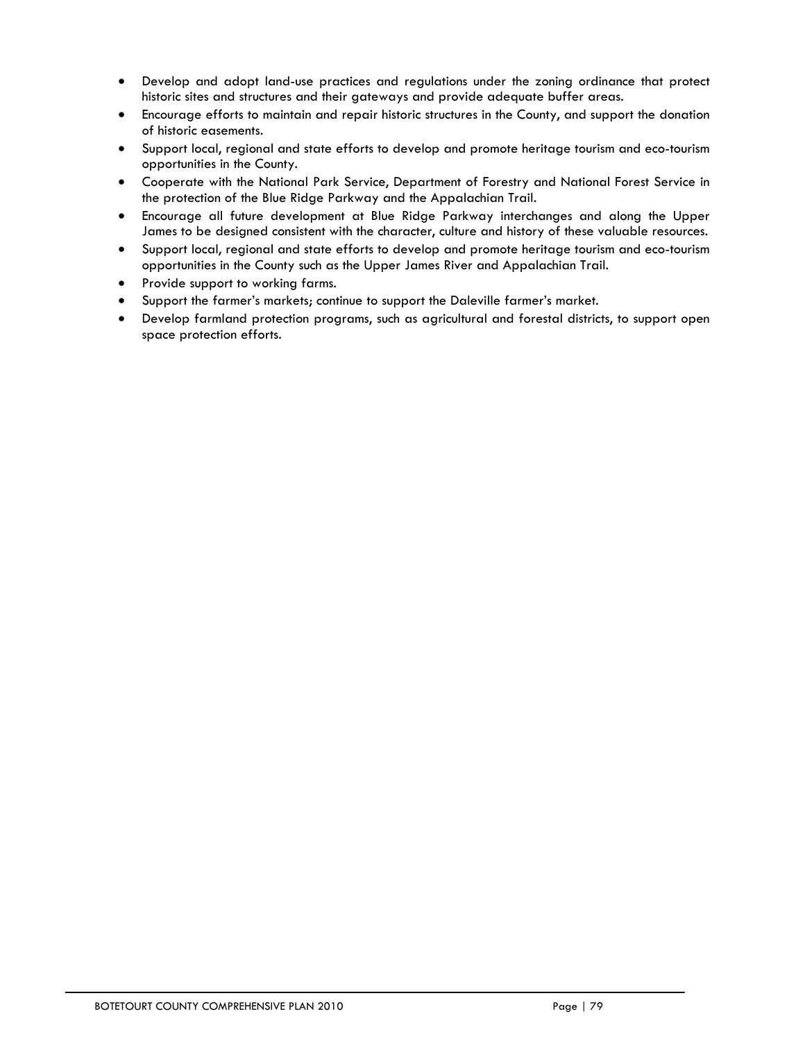- Develop and adopt land-use practices and regulations under the zoning ordinance that protect historic sites and structures and their gateways and provide adequate buffer areas.
- Encourage efforts to maintain and repair historic structures in the County, and support the donation of historic easements.
- Support local, regional and state efforts to develop and promote heritage tourism and eco-tourism opportunities in the County.
- Cooperate with the National Park Service, Department of Forestry and National Forest Service in the protection of the Blue Ridge Parkway and the Appalachian Trail.
- Encourage all future development at Blue Ridge Parkway interchanges and along the Upper James to be designed consistent with the character, culture and history of these valuable resources.
- Support local, regional and state efforts to develop and promote heritage tourism and eco-tourism opportunities in the County such as the Upper James River and Appalachian Trail.
- Provide support to working farms.
- Support the farmer's markets; continue to support the Daleville farmer's market.
- Develop farmland protection programs, such as agricultural and forestal districts, to support open space protection efforts.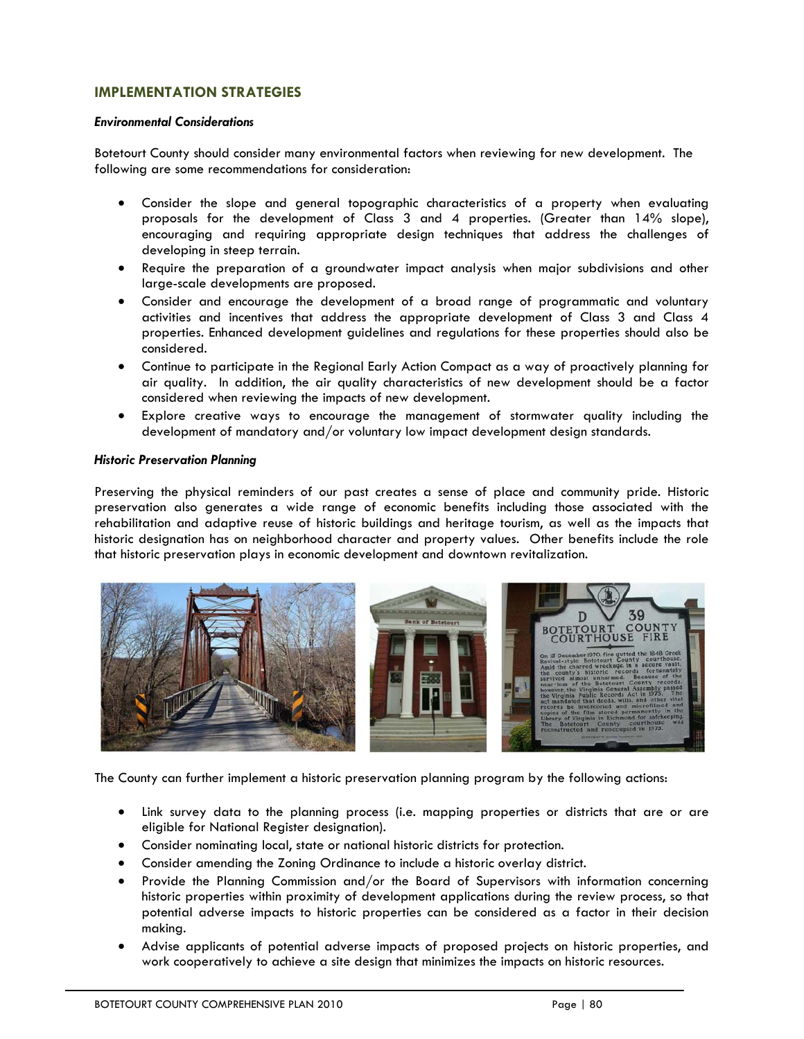## IMPLEMENTATION STRATEGIES

### *Environmental Considerations*

Botetourt County should consider many environmental factors when reviewing for new development. The following are some recommendations for consideration:

- Consider the slope and general topographic characteristics of a property when evaluating proposals for the development of Class 3 and 4 properties. (Greater than 14% slope), encouraging and requiring appropriate design techniques that address the challenges of developing in steep terrain.
- Require the preparation of a groundwater impact analysis when major subdivisions and other large-scale developments are proposed.
- Consider and encourage the development of a broad range of programmatic and voluntary activities and incentives that address the appropriate development of Class 3 and Class 4 properties. Enhanced development guidelines and regulations for these properties should also be considered.
- Continue to participate in the Regional Early Action Compact as a way of proactively planning for air quality. In addition, the air quality characteristics of new development should be a factor considered when reviewing the impacts of new development.
- Explore creative ways to encourage the management of stormwater quality including the development of mandatory and/or voluntary low impact development design standards.

### *Historic Preservation Planning*

Preserving the physical reminders of our past creates a sense of place and community pride. Historic preservation also generates a wide range of economic benefits including those associated with the rehabilitation and adaptive reuse of historic buildings and heritage tourism, as well as the impacts that historic designation has on neighborhood character and property values. Other benefits include the role that historic preservation plays in economic development and downtown revitalization.

The County can further implement a historic preservation planning program by the following actions:

- Link survey data to the planning process (i.e. mapping properties or districts that are or are eligible for National Register designation).
- Consider nominating local, state or national historic districts for protection.
- Consider amending the Zoning Ordinance to include a historic overlay district.
- Provide the Planning Commission and/or the Board of Supervisors with information concerning historic properties within proximity of development applications during the review process, so that potential adverse impacts to historic properties can be considered as a factor in their decision making.
- Advise applicants of potential adverse impacts of proposed projects on historic properties, and work cooperatively to achieve a site design that minimizes the impacts on historic resources.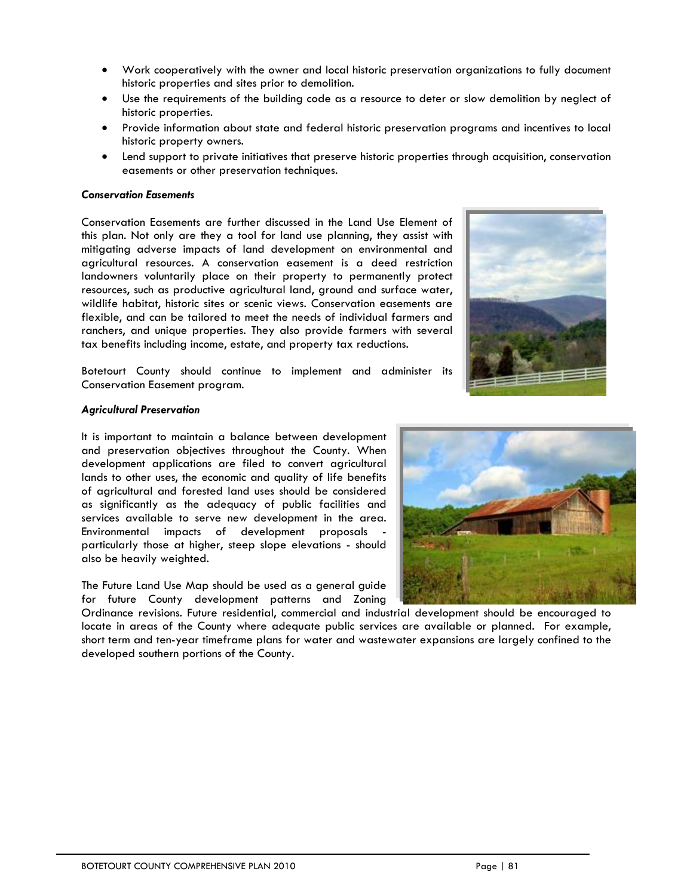- Work cooperatively with the owner and local historic preservation organizations to fully document historic properties and sites prior to demolition.
- Use the requirements of the building code as a resource to deter or slow demolition by neglect of historic properties.
- Provide information about state and federal historic preservation programs and incentives to local historic property owners.
- Lend support to private initiatives that preserve historic properties through acquisition, conservation easements or other preservation techniques.

***Conservation Easements***

Conservation Easements are further discussed in the Land Use Element of this plan. Not only are they a tool for land use planning, they assist with mitigating adverse impacts of land development on environmental and agricultural resources. A conservation easement is a deed restriction landowners voluntarily place on their property to permanently protect resources, such as productive agricultural land, ground and surface water, wildlife habitat, historic sites or scenic views. Conservation easements are flexible, and can be tailored to meet the needs of individual farmers and ranchers, and unique properties. They also provide farmers with several tax benefits including income, estate, and property tax reductions.

Botetourt County should continue to implement and administer its Conservation Easement program.

***Agricultural Preservation***

It is important to maintain a balance between development and preservation objectives throughout the County. When development applications are filed to convert agricultural lands to other uses, the economic and quality of life benefits of agricultural and forested land uses should be considered as significantly as the adequacy of public facilities and services available to serve new development in the area. Environmental impacts of development proposals - particularly those at higher, steep slope elevations - should also be heavily weighted.

The Future Land Use Map should be used as a general guide for future County development patterns and Zoning Ordinance revisions. Future residential, commercial and industrial development should be encouraged to locate in areas of the County where adequate public services are available or planned. For example, short term and ten-year timeframe plans for water and wastewater expansions are largely confined to the developed southern portions of the County.